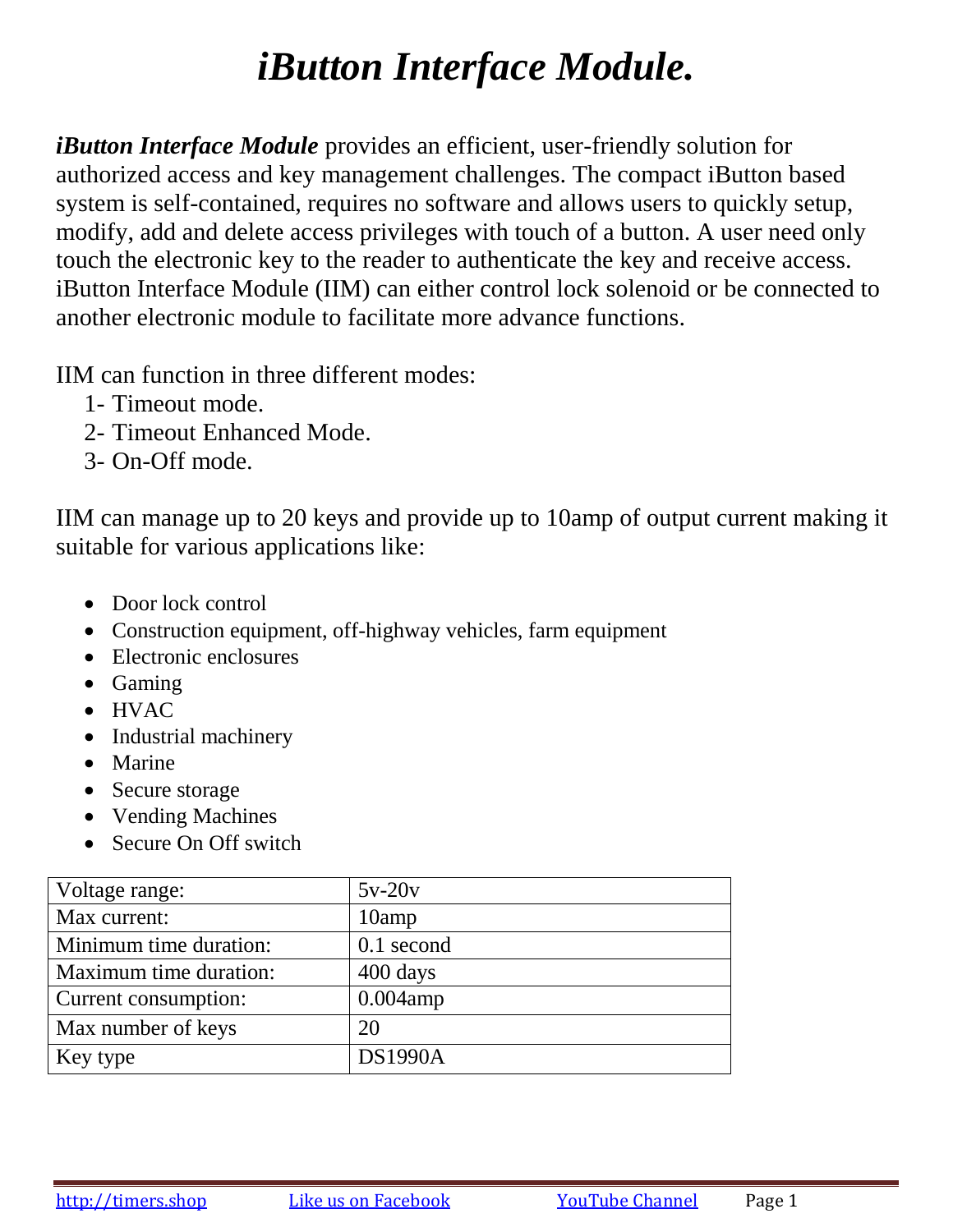# *iButton Interface Module.*

***iButton Interface Module*** provides an efficient, user-friendly solution for authorized access and key management challenges. The compact iButton based system is self-contained, requires no software and allows users to quickly setup, modify, add and delete access privileges with touch of a button. A user need only touch the electronic key to the reader to authenticate the key and receive access. iButton Interface Module (IIM) can either control lock solenoid or be connected to another electronic module to facilitate more advance functions.

IIM can function in three different modes:

1- Timeout mode.
2- Timeout Enhanced Mode.
3- On-Off mode.

IIM can manage up to 20 keys and provide up to 10amp of output current making it suitable for various applications like:

- Door lock control
- Construction equipment, off-highway vehicles, farm equipment
- Electronic enclosures
- Gaming
- HVAC
- Industrial machinery
- Marine
- Secure storage
- Vending Machines
- Secure On Off switch

| | |
|---|---|
| Voltage range: | 5v-20v |
| Max current: | 10amp |
| Minimum time duration: | 0.1 second |
| Maximum time duration: | 400 days |
| Current consumption: | 0.004amp |
| Max number of keys | 20 |
| Key type | DS1990A |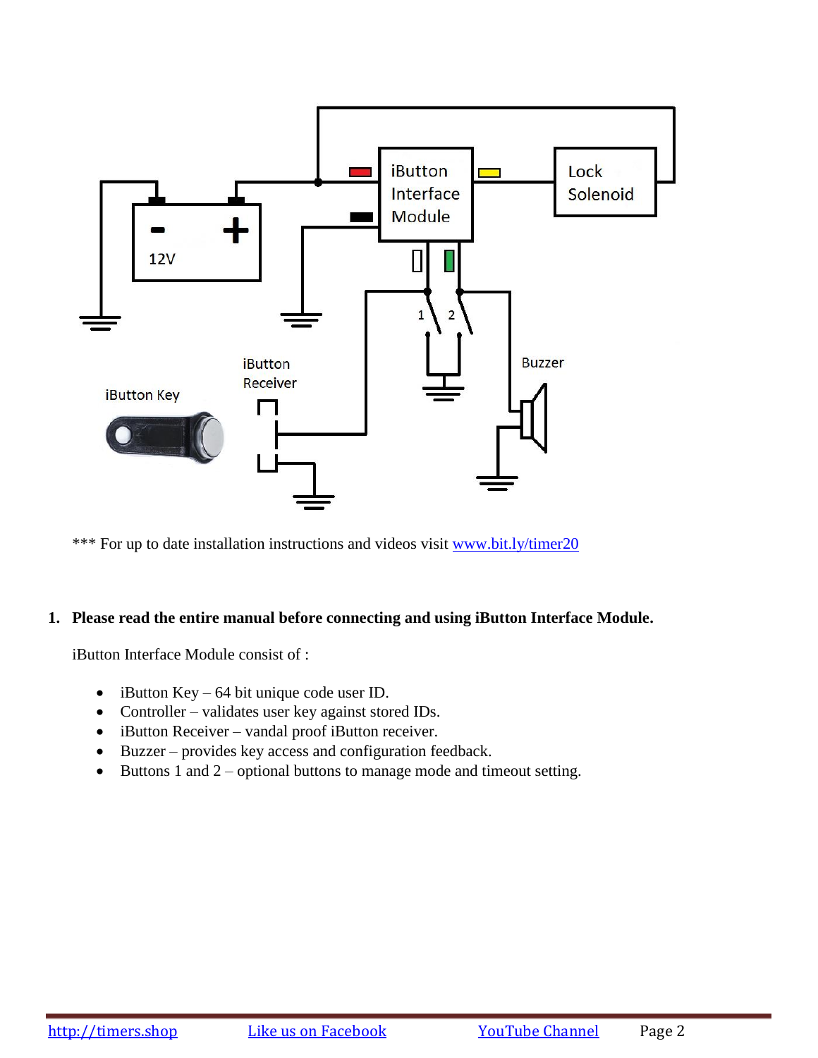*** For up to date installation instructions and videos visit [www.bit.ly/timer20](www.bit.ly/timer20)

1. **Please read the entire manual before connecting and using iButton Interface Module.**

   iButton Interface Module consist of :

   - iButton Key – 64 bit unique code user ID.
   - Controller – validates user key against stored IDs.
   - iButton Receiver – vandal proof iButton receiver.
   - Buzzer – provides key access and configuration feedback.
   - Buttons 1 and 2 – optional buttons to manage mode and timeout setting.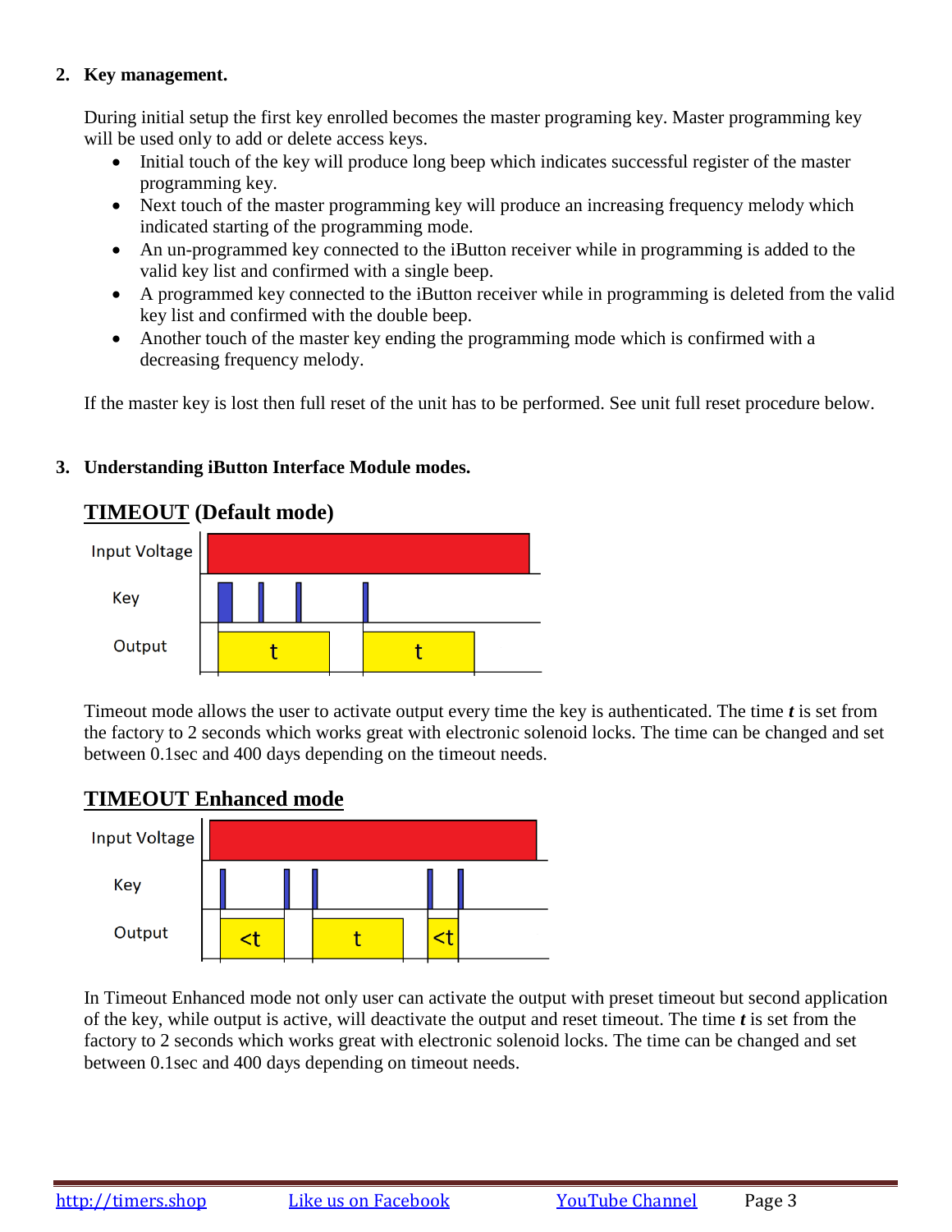## 2. Key management.

During initial setup the first key enrolled becomes the master programing key. Master programming key will be used only to add or delete access keys.

- Initial touch of the key will produce long beep which indicates successful register of the master programming key.
- Next touch of the master programming key will produce an increasing frequency melody which indicated starting of the programming mode.
- An un-programmed key connected to the iButton receiver while in programming is added to the valid key list and confirmed with a single beep.
- A programmed key connected to the iButton receiver while in programming is deleted from the valid key list and confirmed with the double beep.
- Another touch of the master key ending the programming mode which is confirmed with a decreasing frequency melody.

If the master key is lost then full reset of the unit has to be performed. See unit full reset procedure below.

## 3. Understanding iButton Interface Module modes.

### TIMEOUT (Default mode)

Input Voltage

Key

Output

t t

Timeout mode allows the user to activate output every time the key is authenticated. The time ***t*** is set from the factory to 2 seconds which works great with electronic solenoid locks. The time can be changed and set between 0.1sec and 400 days depending on the timeout needs.

### TIMEOUT Enhanced mode

Input Voltage

Key

Output

<t t <t

In Timeout Enhanced mode not only user can activate the output with preset timeout but second application of the key, while output is active, will deactivate the output and reset timeout. The time ***t*** is set from the factory to 2 seconds which works great with electronic solenoid locks. The time can be changed and set between 0.1sec and 400 days depending on timeout needs.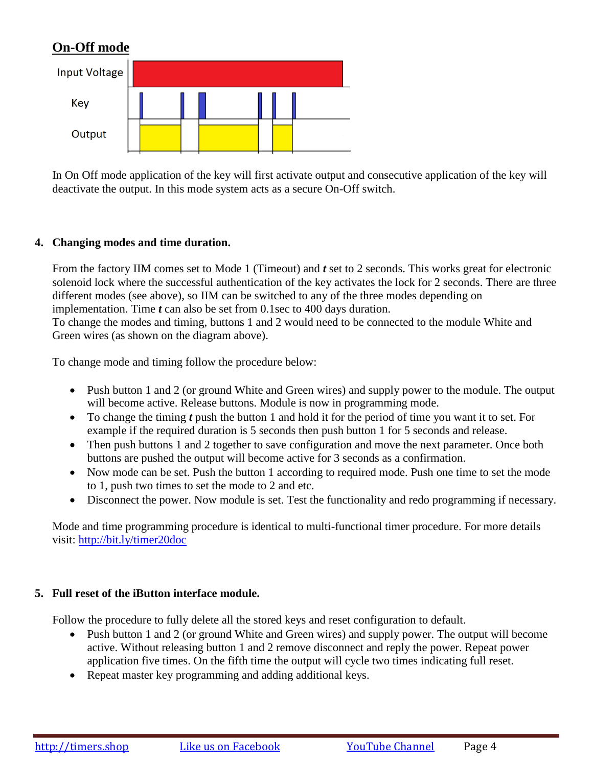## On-Off mode

Input Voltage

Key

Output

In On Off mode application of the key will first activate output and consecutive application of the key will deactivate the output. In this mode system acts as a secure On-Off switch.

### 4. Changing modes and time duration.

From the factory IIM comes set to Mode 1 (Timeout) and ***t*** set to 2 seconds. This works great for electronic solenoid lock where the successful authentication of the key activates the lock for 2 seconds. There are three different modes (see above), so IIM can be switched to any of the three modes depending on implementation. Time ***t*** can also be set from 0.1sec to 400 days duration.
To change the modes and timing, buttons 1 and 2 would need to be connected to the module White and Green wires (as shown on the diagram above).

To change mode and timing follow the procedure below:

- Push button 1 and 2 (or ground White and Green wires) and supply power to the module. The output will become active. Release buttons. Module is now in programming mode.
- To change the timing ***t*** push the button 1 and hold it for the period of time you want it to set. For example if the required duration is 5 seconds then push button 1 for 5 seconds and release.
- Then push buttons 1 and 2 together to save configuration and move the next parameter. Once both buttons are pushed the output will become active for 3 seconds as a confirmation.
- Now mode can be set. Push the button 1 according to required mode. Push one time to set the mode to 1, push two times to set the mode to 2 and etc.
- Disconnect the power. Now module is set. Test the functionality and redo programming if necessary.

Mode and time programming procedure is identical to multi-functional timer procedure. For more details visit: http://bit.ly/timer20doc

### 5. Full reset of the iButton interface module.

Follow the procedure to fully delete all the stored keys and reset configuration to default.

- Push button 1 and 2 (or ground White and Green wires) and supply power. The output will become active. Without releasing button 1 and 2 remove disconnect and reply the power. Repeat power application five times. On the fifth time the output will cycle two times indicating full reset.
- Repeat master key programming and adding additional keys.